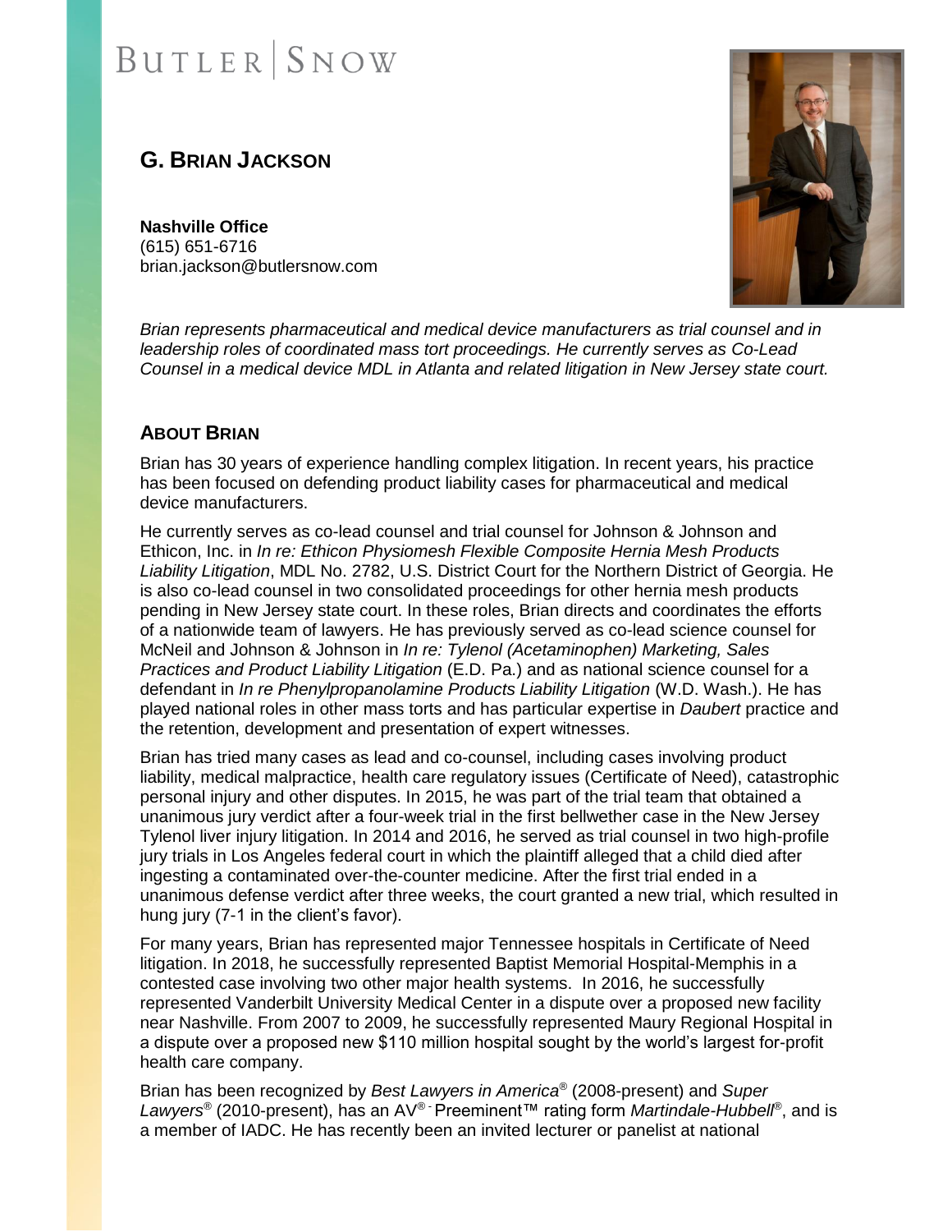BUTLER | SNOW

# G. BRIAN JACKSON

**Nashville Office**
(615) 651-6716
brian.jackson@butlersnow.com

*Brian represents pharmaceutical and medical device manufacturers as trial counsel and in leadership roles of coordinated mass tort proceedings. He currently serves as Co-Lead Counsel in a medical device MDL in Atlanta and related litigation in New Jersey state court.*

## ABOUT BRIAN

Brian has 30 years of experience handling complex litigation. In recent years, his practice has been focused on defending product liability cases for pharmaceutical and medical device manufacturers.

He currently serves as co-lead counsel and trial counsel for Johnson & Johnson and Ethicon, Inc. in *In re: Ethicon Physiomesh Flexible Composite Hernia Mesh Products Liability Litigation*, MDL No. 2782, U.S. District Court for the Northern District of Georgia. He is also co-lead counsel in two consolidated proceedings for other hernia mesh products pending in New Jersey state court. In these roles, Brian directs and coordinates the efforts of a nationwide team of lawyers. He has previously served as co-lead science counsel for McNeil and Johnson & Johnson in *In re: Tylenol (Acetaminophen) Marketing, Sales Practices and Product Liability Litigation* (E.D. Pa.) and as national science counsel for a defendant in *In re Phenylpropanolamine Products Liability Litigation* (W.D. Wash.). He has played national roles in other mass torts and has particular expertise in *Daubert* practice and the retention, development and presentation of expert witnesses.

Brian has tried many cases as lead and co-counsel, including cases involving product liability, medical malpractice, health care regulatory issues (Certificate of Need), catastrophic personal injury and other disputes. In 2015, he was part of the trial team that obtained a unanimous jury verdict after a four-week trial in the first bellwether case in the New Jersey Tylenol liver injury litigation. In 2014 and 2016, he served as trial counsel in two high-profile jury trials in Los Angeles federal court in which the plaintiff alleged that a child died after ingesting a contaminated over-the-counter medicine. After the first trial ended in a unanimous defense verdict after three weeks, the court granted a new trial, which resulted in hung jury (7-1 in the client's favor).

For many years, Brian has represented major Tennessee hospitals in Certificate of Need litigation. In 2018, he successfully represented Baptist Memorial Hospital-Memphis in a contested case involving two other major health systems. In 2016, he successfully represented Vanderbilt University Medical Center in a dispute over a proposed new facility near Nashville. From 2007 to 2009, he successfully represented Maury Regional Hospital in a dispute over a proposed new $110 million hospital sought by the world's largest for-profit health care company.

Brian has been recognized by *Best Lawyers in America*® (2008-present) and *Super Lawyers*® (2010-present), has an AV®- Preeminent™ rating form *Martindale-Hubbell*®, and is a member of IADC. He has recently been an invited lecturer or panelist at national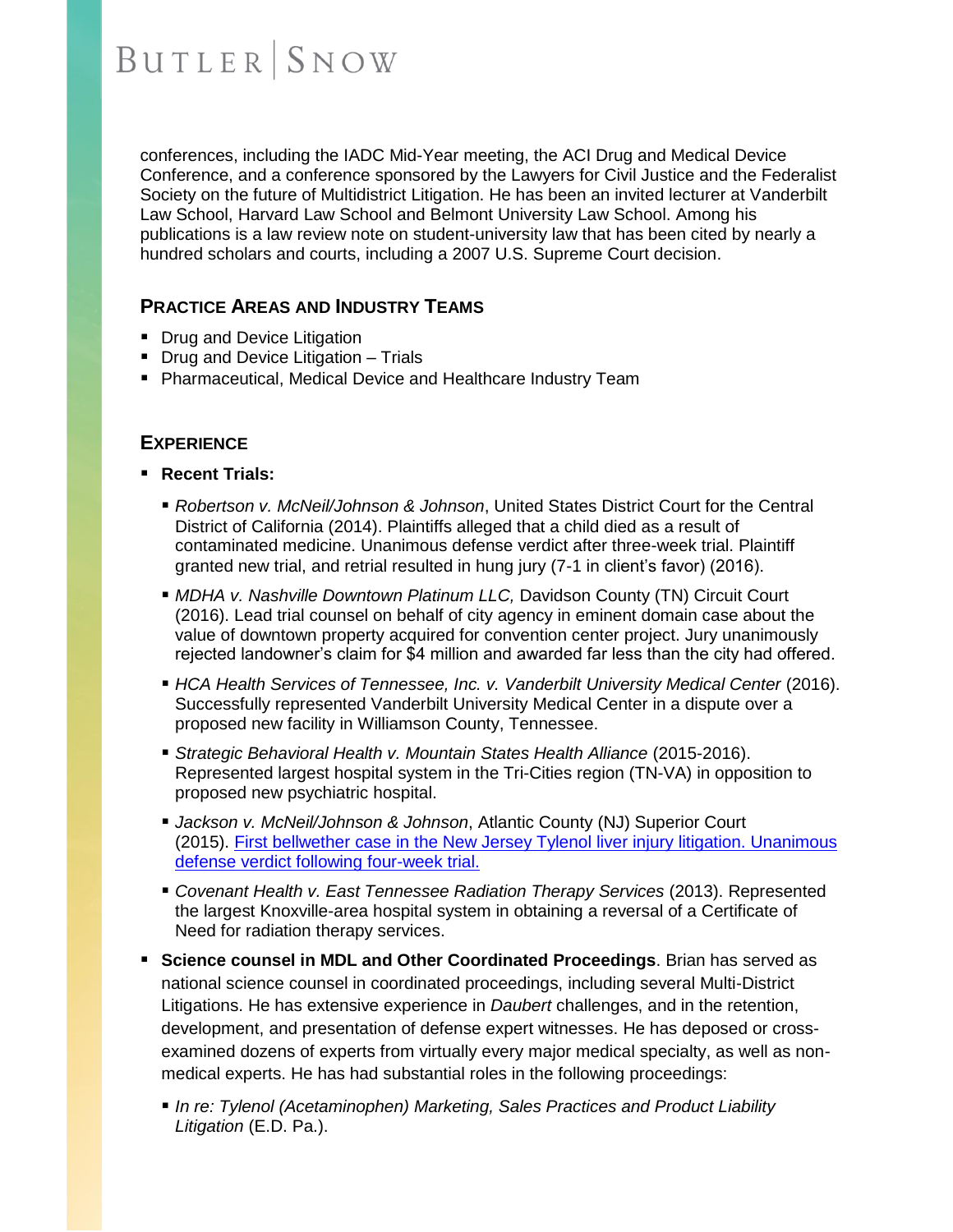conferences, including the IADC Mid-Year meeting, the ACI Drug and Medical Device Conference, and a conference sponsored by the Lawyers for Civil Justice and the Federalist Society on the future of Multidistrict Litigation. He has been an invited lecturer at Vanderbilt Law School, Harvard Law School and Belmont University Law School. Among his publications is a law review note on student-university law that has been cited by nearly a hundred scholars and courts, including a 2007 U.S. Supreme Court decision.

## PRACTICE AREAS AND INDUSTRY TEAMS

- Drug and Device Litigation
- Drug and Device Litigation – Trials
- Pharmaceutical, Medical Device and Healthcare Industry Team

## EXPERIENCE

- **Recent Trials:**
  - *Robertson v. McNeil/Johnson & Johnson*, United States District Court for the Central District of California (2014). Plaintiffs alleged that a child died as a result of contaminated medicine. Unanimous defense verdict after three-week trial. Plaintiff granted new trial, and retrial resulted in hung jury (7-1 in client's favor) (2016).
  - *MDHA v. Nashville Downtown Platinum LLC,* Davidson County (TN) Circuit Court (2016). Lead trial counsel on behalf of city agency in eminent domain case about the value of downtown property acquired for convention center project. Jury unanimously rejected landowner's claim for $4 million and awarded far less than the city had offered.
  - *HCA Health Services of Tennessee, Inc. v. Vanderbilt University Medical Center* (2016). Successfully represented Vanderbilt University Medical Center in a dispute over a proposed new facility in Williamson County, Tennessee.
  - *Strategic Behavioral Health v. Mountain States Health Alliance* (2015-2016). Represented largest hospital system in the Tri-Cities region (TN-VA) in opposition to proposed new psychiatric hospital.
  - *Jackson v. McNeil/Johnson & Johnson*, Atlantic County (NJ) Superior Court (2015). First bellwether case in the New Jersey Tylenol liver injury litigation. Unanimous defense verdict following four-week trial.
  - *Covenant Health v. East Tennessee Radiation Therapy Services* (2013). Represented the largest Knoxville-area hospital system in obtaining a reversal of a Certificate of Need for radiation therapy services.
- **Science counsel in MDL and Other Coordinated Proceedings**. Brian has served as national science counsel in coordinated proceedings, including several Multi-District Litigations. He has extensive experience in *Daubert* challenges, and in the retention, development, and presentation of defense expert witnesses. He has deposed or cross-examined dozens of experts from virtually every major medical specialty, as well as non-medical experts. He has had substantial roles in the following proceedings:
  - *In re: Tylenol (Acetaminophen) Marketing, Sales Practices and Product Liability Litigation* (E.D. Pa.).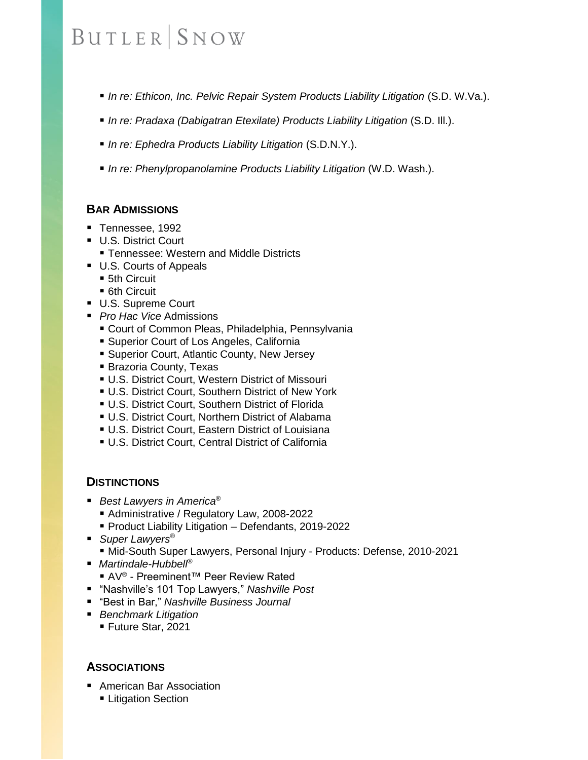- *In re: Ethicon, Inc. Pelvic Repair System Products Liability Litigation* (S.D. W.Va.).
- *In re: Pradaxa (Dabigatran Etexilate) Products Liability Litigation* (S.D. Ill.).
- *In re: Ephedra Products Liability Litigation* (S.D.N.Y.).
- *In re: Phenylpropanolamine Products Liability Litigation* (W.D. Wash.).

## BAR ADMISSIONS

- Tennessee, 1992
- U.S. District Court
  - Tennessee: Western and Middle Districts
- U.S. Courts of Appeals
  - 5th Circuit
  - 6th Circuit
- U.S. Supreme Court
- *Pro Hac Vice* Admissions
  - Court of Common Pleas, Philadelphia, Pennsylvania
  - Superior Court of Los Angeles, California
  - Superior Court, Atlantic County, New Jersey
  - Brazoria County, Texas
  - U.S. District Court, Western District of Missouri
  - U.S. District Court, Southern District of New York
  - U.S. District Court, Southern District of Florida
  - U.S. District Court, Northern District of Alabama
  - U.S. District Court, Eastern District of Louisiana
  - U.S. District Court, Central District of California

## DISTINCTIONS

- *Best Lawyers in America*®
  - Administrative / Regulatory Law, 2008-2022
  - Product Liability Litigation – Defendants, 2019-2022
- *Super Lawyers*®
  - Mid-South Super Lawyers, Personal Injury - Products: Defense, 2010-2021
- *Martindale-Hubbell*®
  - AV® - Preeminent™ Peer Review Rated
- "Nashville's 101 Top Lawyers," *Nashville Post*
- "Best in Bar," *Nashville Business Journal*
- *Benchmark Litigation*
  - Future Star, 2021

## ASSOCIATIONS

- American Bar Association
  - Litigation Section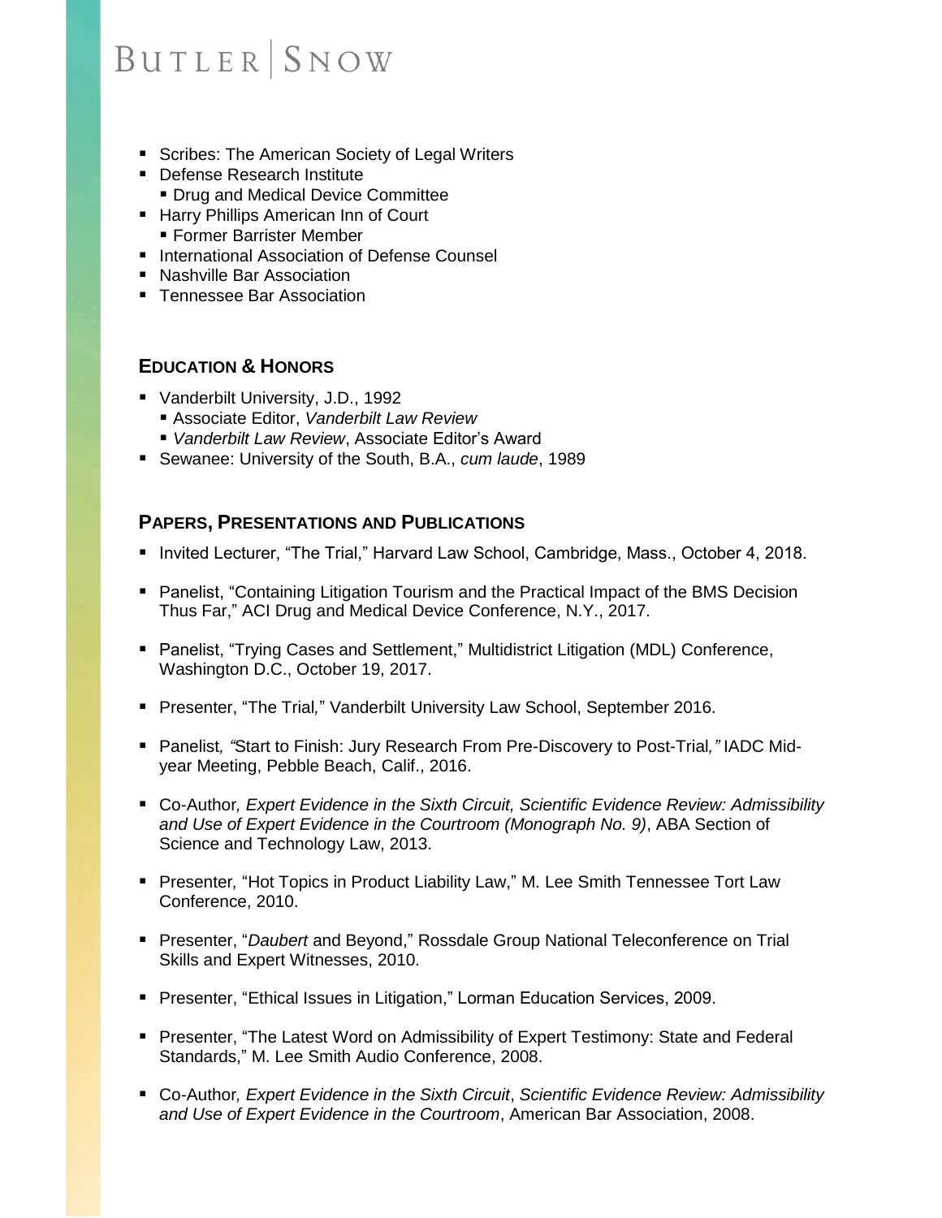- Scribes: The American Society of Legal Writers
- Defense Research Institute
  - Drug and Medical Device Committee
- Harry Phillips American Inn of Court
  - Former Barrister Member
- International Association of Defense Counsel
- Nashville Bar Association
- Tennessee Bar Association

## EDUCATION & HONORS

- Vanderbilt University, J.D., 1992
  - Associate Editor, *Vanderbilt Law Review*
  - *Vanderbilt Law Review*, Associate Editor's Award
- Sewanee: University of the South, B.A., *cum laude*, 1989

## PAPERS, PRESENTATIONS AND PUBLICATIONS

- Invited Lecturer, "The Trial," Harvard Law School, Cambridge, Mass., October 4, 2018.
- Panelist, "Containing Litigation Tourism and the Practical Impact of the BMS Decision Thus Far," ACI Drug and Medical Device Conference, N.Y., 2017.
- Panelist, "Trying Cases and Settlement," Multidistrict Litigation (MDL) Conference, Washington D.C., October 19, 2017.
- Presenter, "The Trial," Vanderbilt University Law School, September 2016.
- Panelist, "Start to Finish: Jury Research From Pre-Discovery to Post-Trial," IADC Mid-year Meeting, Pebble Beach, Calif., 2016.
- Co-Author, *Expert Evidence in the Sixth Circuit, Scientific Evidence Review: Admissibility and Use of Expert Evidence in the Courtroom (Monograph No. 9)*, ABA Section of Science and Technology Law, 2013.
- Presenter, "Hot Topics in Product Liability Law," M. Lee Smith Tennessee Tort Law Conference, 2010.
- Presenter, "*Daubert* and Beyond," Rossdale Group National Teleconference on Trial Skills and Expert Witnesses, 2010.
- Presenter, "Ethical Issues in Litigation," Lorman Education Services, 2009.
- Presenter, "The Latest Word on Admissibility of Expert Testimony: State and Federal Standards," M. Lee Smith Audio Conference, 2008.
- Co-Author, *Expert Evidence in the Sixth Circuit*, *Scientific Evidence Review: Admissibility and Use of Expert Evidence in the Courtroom*, American Bar Association, 2008.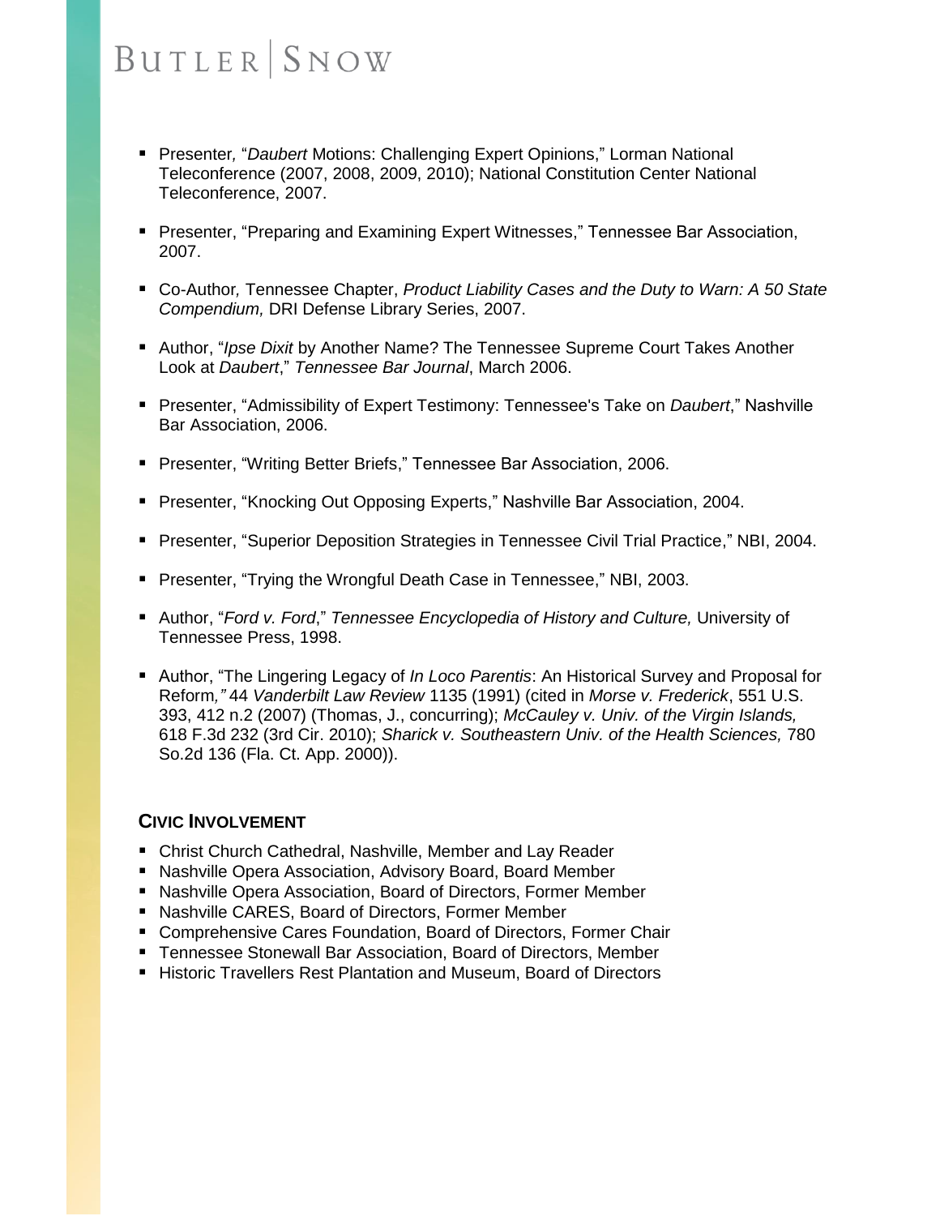- Presenter, "*Daubert* Motions: Challenging Expert Opinions," Lorman National Teleconference (2007, 2008, 2009, 2010); National Constitution Center National Teleconference, 2007.

- Presenter, "Preparing and Examining Expert Witnesses," Tennessee Bar Association, 2007.

- Co-Author, Tennessee Chapter, *Product Liability Cases and the Duty to Warn: A 50 State Compendium,* DRI Defense Library Series, 2007.

- Author, "*Ipse Dixit* by Another Name? The Tennessee Supreme Court Takes Another Look at *Daubert*," *Tennessee Bar Journal*, March 2006.

- Presenter, "Admissibility of Expert Testimony: Tennessee's Take on *Daubert*," Nashville Bar Association, 2006.

- Presenter, "Writing Better Briefs," Tennessee Bar Association, 2006.

- Presenter, "Knocking Out Opposing Experts," Nashville Bar Association, 2004.

- Presenter, "Superior Deposition Strategies in Tennessee Civil Trial Practice," NBI, 2004.

- Presenter, "Trying the Wrongful Death Case in Tennessee," NBI, 2003.

- Author, "*Ford v. Ford*," *Tennessee Encyclopedia of History and Culture,* University of Tennessee Press, 1998.

- Author, "The Lingering Legacy of *In Loco Parentis*: An Historical Survey and Proposal for Reform," 44 *Vanderbilt Law Review* 1135 (1991) (cited in *Morse v. Frederick*, 551 U.S. 393, 412 n.2 (2007) (Thomas, J., concurring); *McCauley v. Univ. of the Virgin Islands,* 618 F.3d 232 (3rd Cir. 2010); *Sharick v. Southeastern Univ. of the Health Sciences,* 780 So.2d 136 (Fla. Ct. App. 2000)).

## CIVIC INVOLVEMENT

- Christ Church Cathedral, Nashville, Member and Lay Reader
- Nashville Opera Association, Advisory Board, Board Member
- Nashville Opera Association, Board of Directors, Former Member
- Nashville CARES, Board of Directors, Former Member
- Comprehensive Cares Foundation, Board of Directors, Former Chair
- Tennessee Stonewall Bar Association, Board of Directors, Member
- Historic Travellers Rest Plantation and Museum, Board of Directors